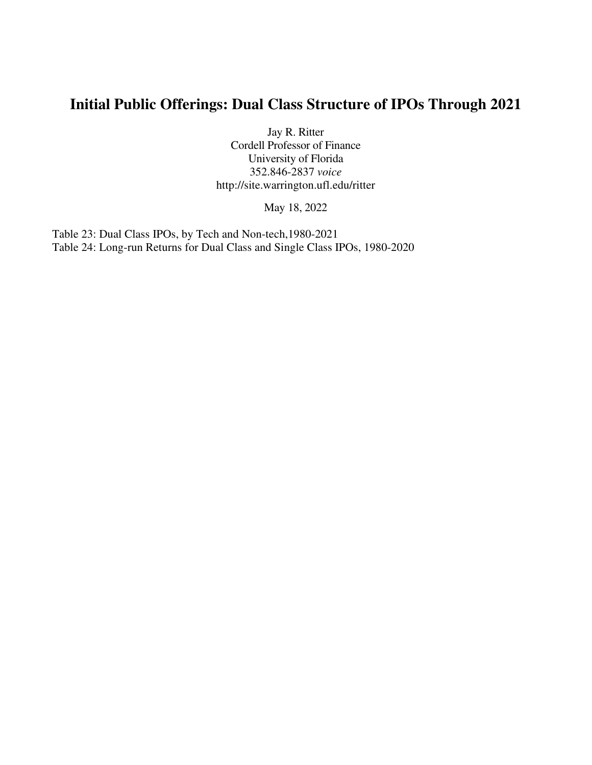# Initial Public Offerings: Dual Class Structure of IPOs Through 2021

Jay R. Ritter
Cordell Professor of Finance
University of Florida
352.846-2837 *voice*
http://site.warrington.ufl.edu/ritter

May 18, 2022

Table 23: Dual Class IPOs, by Tech and Non-tech,1980-2021
Table 24: Long-run Returns for Dual Class and Single Class IPOs, 1980-2020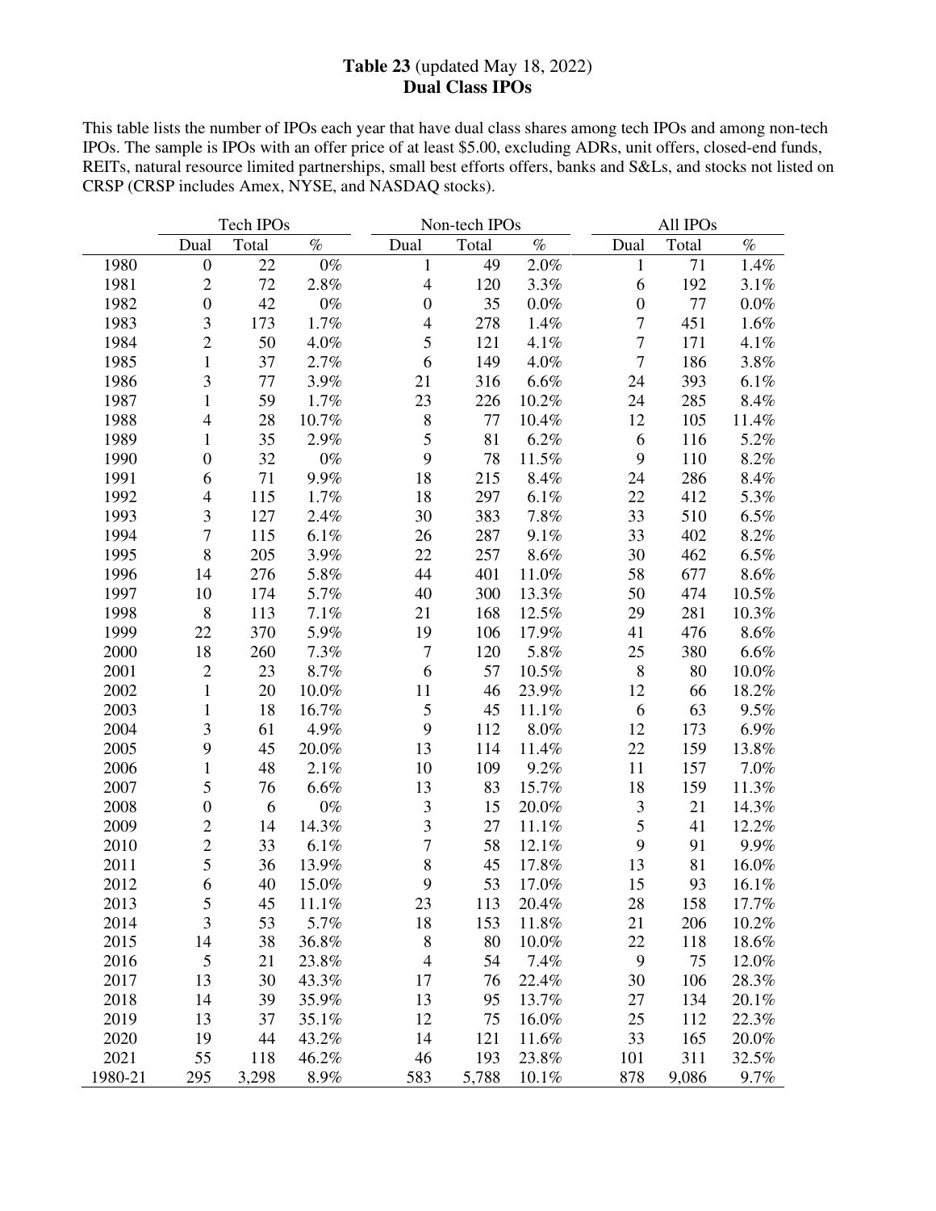**Table 23** (updated May 18, 2022)
**Dual Class IPOs**

This table lists the number of IPOs each year that have dual class shares among tech IPOs and among non-tech IPOs. The sample is IPOs with an offer price of at least $5.00, excluding ADRs, unit offers, closed-end funds, REITs, natural resource limited partnerships, small best efforts offers, banks and S&Ls, and stocks not listed on CRSP (CRSP includes Amex, NYSE, and NASDAQ stocks).

| | Tech IPOs | | | Non-tech IPOs | | | All IPOs | | |
|---|---|---|---|---|---|---|---|---|---|
| | Dual | Total | % | Dual | Total | % | Dual | Total | % |
| 1980 | 0 | 22 | 0% | 1 | 49 | 2.0% | 1 | 71 | 1.4% |
| 1981 | 2 | 72 | 2.8% | 4 | 120 | 3.3% | 6 | 192 | 3.1% |
| 1982 | 0 | 42 | 0% | 0 | 35 | 0.0% | 0 | 77 | 0.0% |
| 1983 | 3 | 173 | 1.7% | 4 | 278 | 1.4% | 7 | 451 | 1.6% |
| 1984 | 2 | 50 | 4.0% | 5 | 121 | 4.1% | 7 | 171 | 4.1% |
| 1985 | 1 | 37 | 2.7% | 6 | 149 | 4.0% | 7 | 186 | 3.8% |
| 1986 | 3 | 77 | 3.9% | 21 | 316 | 6.6% | 24 | 393 | 6.1% |
| 1987 | 1 | 59 | 1.7% | 23 | 226 | 10.2% | 24 | 285 | 8.4% |
| 1988 | 4 | 28 | 10.7% | 8 | 77 | 10.4% | 12 | 105 | 11.4% |
| 1989 | 1 | 35 | 2.9% | 5 | 81 | 6.2% | 6 | 116 | 5.2% |
| 1990 | 0 | 32 | 0% | 9 | 78 | 11.5% | 9 | 110 | 8.2% |
| 1991 | 6 | 71 | 9.9% | 18 | 215 | 8.4% | 24 | 286 | 8.4% |
| 1992 | 4 | 115 | 1.7% | 18 | 297 | 6.1% | 22 | 412 | 5.3% |
| 1993 | 3 | 127 | 2.4% | 30 | 383 | 7.8% | 33 | 510 | 6.5% |
| 1994 | 7 | 115 | 6.1% | 26 | 287 | 9.1% | 33 | 402 | 8.2% |
| 1995 | 8 | 205 | 3.9% | 22 | 257 | 8.6% | 30 | 462 | 6.5% |
| 1996 | 14 | 276 | 5.8% | 44 | 401 | 11.0% | 58 | 677 | 8.6% |
| 1997 | 10 | 174 | 5.7% | 40 | 300 | 13.3% | 50 | 474 | 10.5% |
| 1998 | 8 | 113 | 7.1% | 21 | 168 | 12.5% | 29 | 281 | 10.3% |
| 1999 | 22 | 370 | 5.9% | 19 | 106 | 17.9% | 41 | 476 | 8.6% |
| 2000 | 18 | 260 | 7.3% | 7 | 120 | 5.8% | 25 | 380 | 6.6% |
| 2001 | 2 | 23 | 8.7% | 6 | 57 | 10.5% | 8 | 80 | 10.0% |
| 2002 | 1 | 20 | 10.0% | 11 | 46 | 23.9% | 12 | 66 | 18.2% |
| 2003 | 1 | 18 | 16.7% | 5 | 45 | 11.1% | 6 | 63 | 9.5% |
| 2004 | 3 | 61 | 4.9% | 9 | 112 | 8.0% | 12 | 173 | 6.9% |
| 2005 | 9 | 45 | 20.0% | 13 | 114 | 11.4% | 22 | 159 | 13.8% |
| 2006 | 1 | 48 | 2.1% | 10 | 109 | 9.2% | 11 | 157 | 7.0% |
| 2007 | 5 | 76 | 6.6% | 13 | 83 | 15.7% | 18 | 159 | 11.3% |
| 2008 | 0 | 6 | 0% | 3 | 15 | 20.0% | 3 | 21 | 14.3% |
| 2009 | 2 | 14 | 14.3% | 3 | 27 | 11.1% | 5 | 41 | 12.2% |
| 2010 | 2 | 33 | 6.1% | 7 | 58 | 12.1% | 9 | 91 | 9.9% |
| 2011 | 5 | 36 | 13.9% | 8 | 45 | 17.8% | 13 | 81 | 16.0% |
| 2012 | 6 | 40 | 15.0% | 9 | 53 | 17.0% | 15 | 93 | 16.1% |
| 2013 | 5 | 45 | 11.1% | 23 | 113 | 20.4% | 28 | 158 | 17.7% |
| 2014 | 3 | 53 | 5.7% | 18 | 153 | 11.8% | 21 | 206 | 10.2% |
| 2015 | 14 | 38 | 36.8% | 8 | 80 | 10.0% | 22 | 118 | 18.6% |
| 2016 | 5 | 21 | 23.8% | 4 | 54 | 7.4% | 9 | 75 | 12.0% |
| 2017 | 13 | 30 | 43.3% | 17 | 76 | 22.4% | 30 | 106 | 28.3% |
| 2018 | 14 | 39 | 35.9% | 13 | 95 | 13.7% | 27 | 134 | 20.1% |
| 2019 | 13 | 37 | 35.1% | 12 | 75 | 16.0% | 25 | 112 | 22.3% |
| 2020 | 19 | 44 | 43.2% | 14 | 121 | 11.6% | 33 | 165 | 20.0% |
| 2021 | 55 | 118 | 46.2% | 46 | 193 | 23.8% | 101 | 311 | 32.5% |
| 1980-21 | 295 | 3,298 | 8.9% | 583 | 5,788 | 10.1% | 878 | 9,086 | 9.7% |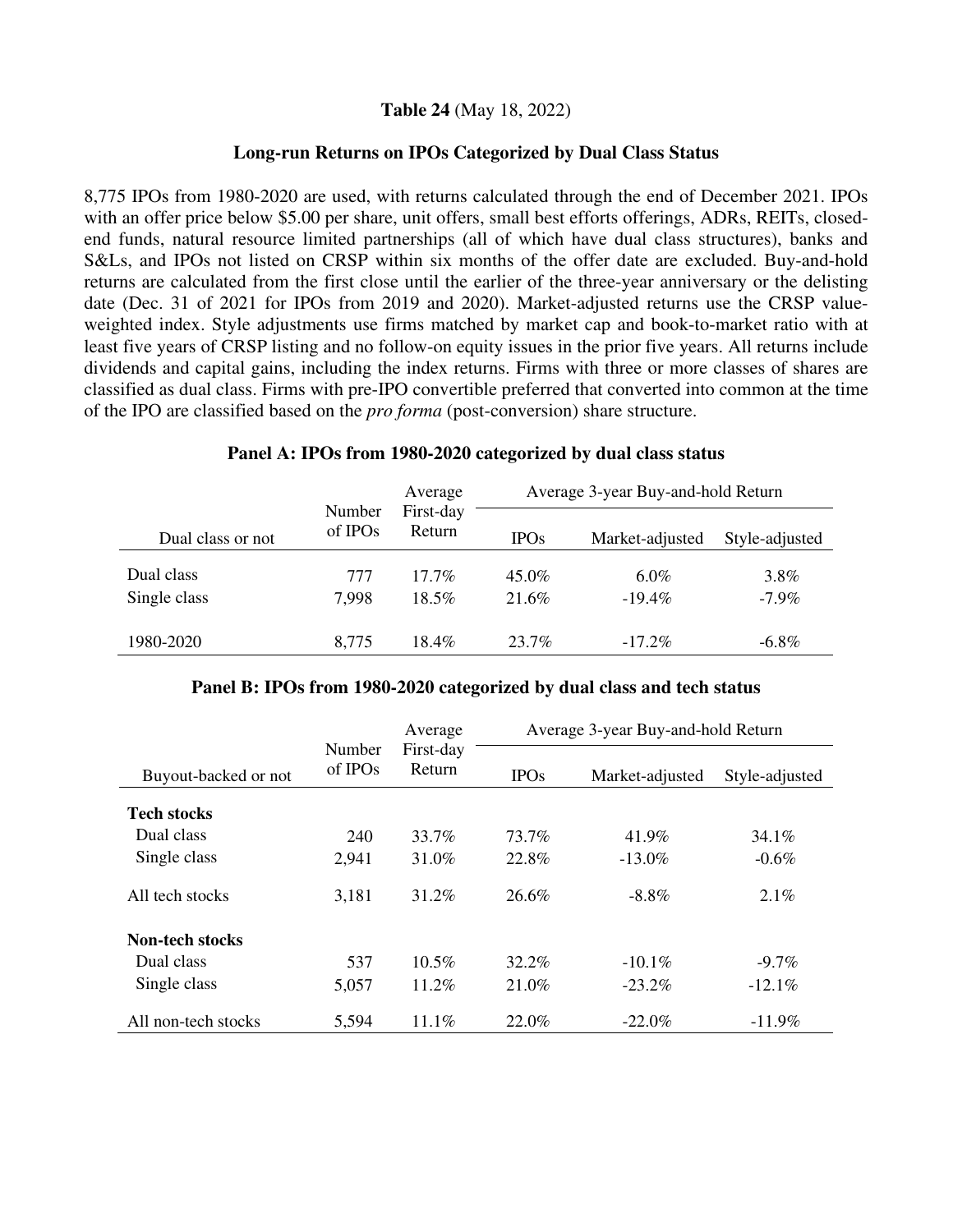**Table 24** (May 18, 2022)

**Long-run Returns on IPOs Categorized by Dual Class Status**

8,775 IPOs from 1980-2020 are used, with returns calculated through the end of December 2021. IPOs with an offer price below $5.00 per share, unit offers, small best efforts offerings, ADRs, REITs, closed-end funds, natural resource limited partnerships (all of which have dual class structures), banks and S&Ls, and IPOs not listed on CRSP within six months of the offer date are excluded. Buy-and-hold returns are calculated from the first close until the earlier of the three-year anniversary or the delisting date (Dec. 31 of 2021 for IPOs from 2019 and 2020). Market-adjusted returns use the CRSP value-weighted index. Style adjustments use firms matched by market cap and book-to-market ratio with at least five years of CRSP listing and no follow-on equity issues in the prior five years. All returns include dividends and capital gains, including the index returns. Firms with three or more classes of shares are classified as dual class. Firms with pre-IPO convertible preferred that converted into common at the time of the IPO are classified based on the *pro forma* (post-conversion) share structure.

**Panel A: IPOs from 1980-2020 categorized by dual class status**

| Dual class or not | Number of IPOs | Average First-day Return | Average 3-year Buy-and-hold Return | | |
|---|---|---|---|---|---|
| | | | IPOs | Market-adjusted | Style-adjusted |
| Dual class | 777 | 17.7% | 45.0% | 6.0% | 3.8% |
| Single class | 7,998 | 18.5% | 21.6% | -19.4% | -7.9% |
| 1980-2020 | 8,775 | 18.4% | 23.7% | -17.2% | -6.8% |

**Panel B: IPOs from 1980-2020 categorized by dual class and tech status**

| Buyout-backed or not | Number of IPOs | Average First-day Return | Average 3-year Buy-and-hold Return | | |
|---|---|---|---|---|---|
| | | | IPOs | Market-adjusted | Style-adjusted |
| **Tech stocks** | | | | | |
| Dual class | 240 | 33.7% | 73.7% | 41.9% | 34.1% |
| Single class | 2,941 | 31.0% | 22.8% | -13.0% | -0.6% |
| All tech stocks | 3,181 | 31.2% | 26.6% | -8.8% | 2.1% |
| **Non-tech stocks** | | | | | |
| Dual class | 537 | 10.5% | 32.2% | -10.1% | -9.7% |
| Single class | 5,057 | 11.2% | 21.0% | -23.2% | -12.1% |
| All non-tech stocks | 5,594 | 11.1% | 22.0% | -22.0% | -11.9% |